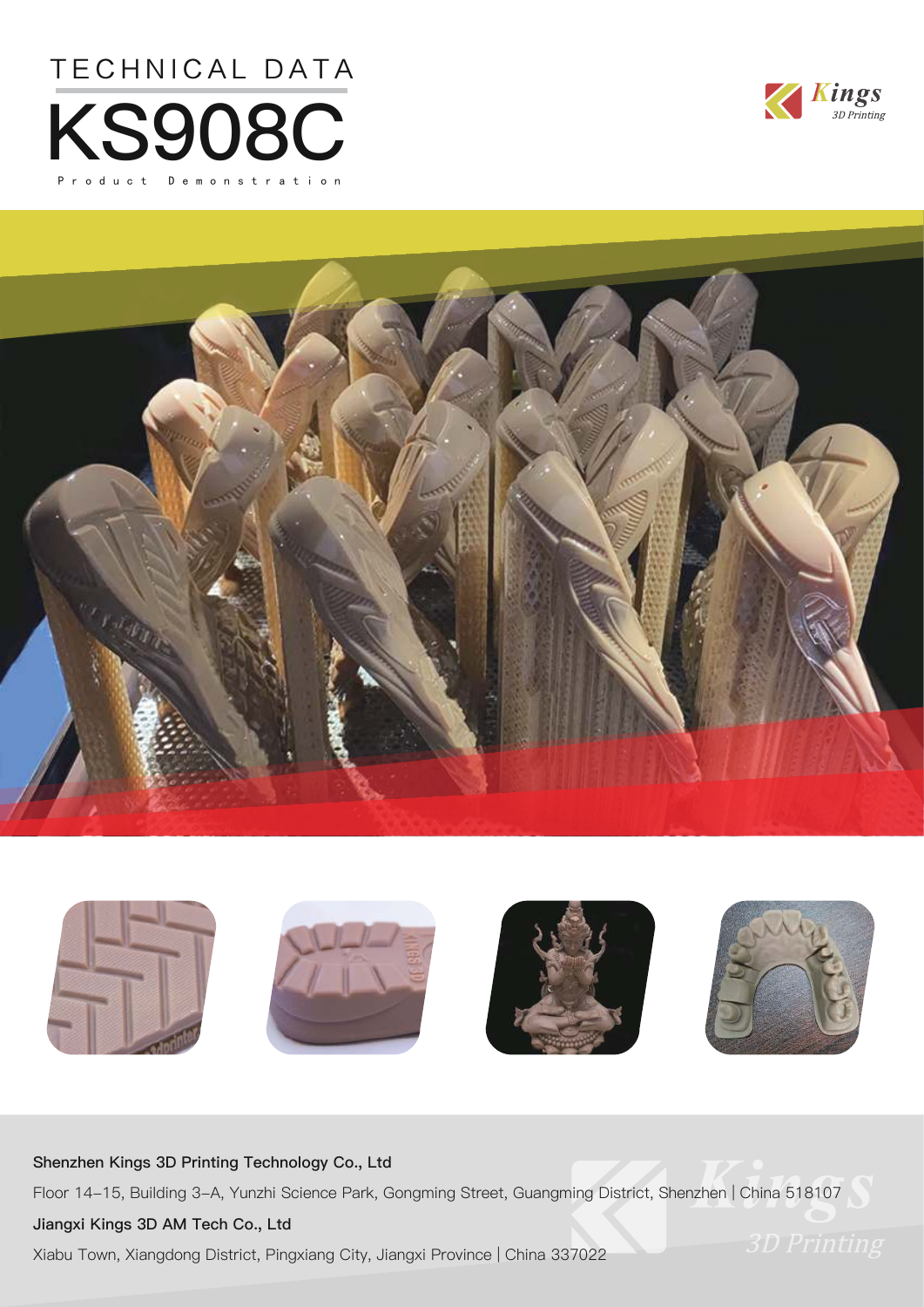TECHNICAL DATA

# KS908C

Product Demonstration

**Shenzhen Kings 3D Printing Technology Co., Ltd**

Floor 14–15, Building 3–A, Yunzhi Science Park, Gongming Street, Guangming District, Shenzhen | China 518107

**Jiangxi Kings 3D AM Tech Co., Ltd**

Xiabu Town, Xiangdong District, Pingxiang City, Jiangxi Province | China 337022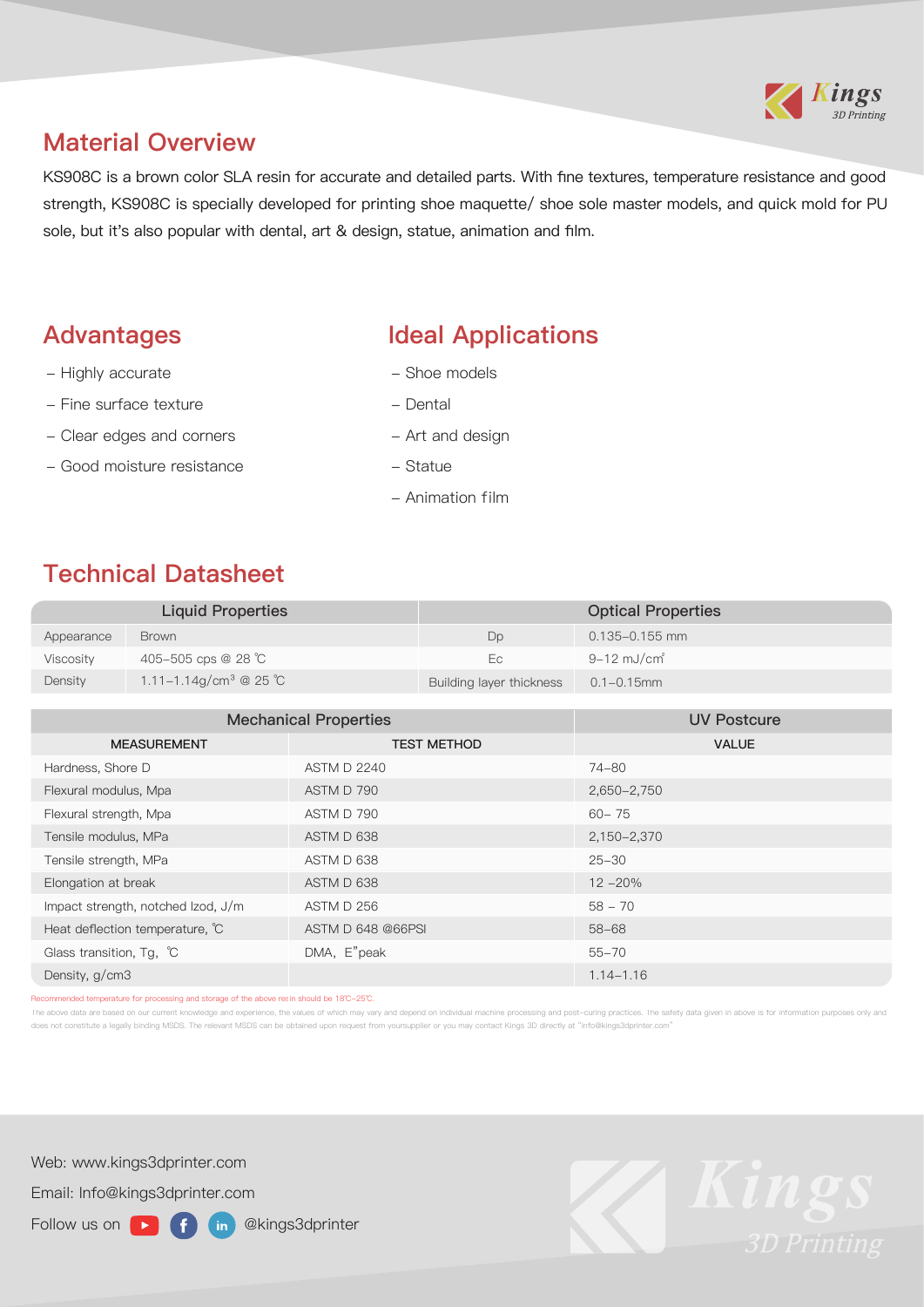## Material Overview

KS908C is a brown color SLA resin for accurate and detailed parts. With fine textures, temperature resistance and good strength, KS908C is specially developed for printing shoe maquette/ shoe sole master models, and quick mold for PU sole, but it's also popular with dental, art & design, statue, animation and film.

## Advantages

- Highly accurate
- Fine surface texture
- Clear edges and corners
- Good moisture resistance

## Ideal Applications

- Shoe models
- Dental
- Art and design
- Statue
- Animation film

## Technical Datasheet

| Liquid Properties | | Optical Properties | |
|---|---|---|---|
| Appearance | Brown | Dp | 0.135–0.155 mm |
| Viscosity | 405–505 cps @ 28 ℃ | Ec | 9–12 mJ/cm² |
| Density | 1.11–1.14g/cm³ @ 25 ℃ | Building layer thickness | 0.1–0.15mm |

| Mechanical Properties | | UV Postcure |
|---|---|---|
| MEASUREMENT | TEST METHOD | VALUE |
| Hardness, Shore D | ASTM D 2240 | 74–80 |
| Flexural modulus, Mpa | ASTM D 790 | 2,650–2,750 |
| Flexural strength, Mpa | ASTM D 790 | 60– 75 |
| Tensile modulus, MPa | ASTM D 638 | 2,150–2,370 |
| Tensile strength, MPa | ASTM D 638 | 25–30 |
| Elongation at break | ASTM D 638 | 12 –20% |
| Impact strength, notched Izod, J/m | ASTM D 256 | 58 – 70 |
| Heat deflection temperature, ℃ | ASTM D 648 @66PSI | 58–68 |
| Glass transition, Tg, ℃ | DMA, E"peak | 55–70 |
| Density, g/cm3 | | 1.14–1.16 |

Recommended temperature for processing and storage of the above resin should be 18℃–25℃.

The above data are based on our current knowledge and experience, the values of which may vary and depend on individual machine processing and post-curing practices. The safety data given in above is for information purposes only and does not constitute a legally binding MSDS. The relevant MSDS can be obtained upon request from yoursupplier or you may contact Kings 3D directly at "info@kings3dprinter.com"

Web: www.kings3dprinter.com

Email: Info@kings3dprinter.com

Follow us on @kings3dprinter